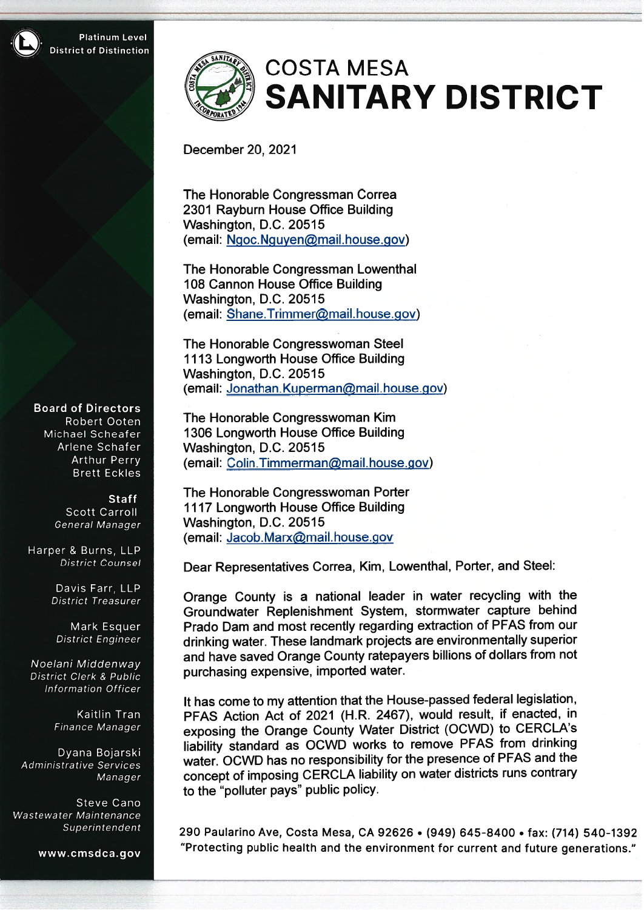# COSTA MESA SANITARY DISTRICT

Platinum Level
District of Distinction

**Board of Directors**
Robert Ooten
Michael Scheafer
Arlene Schafer
Arthur Perry
Brett Eckles

**Staff**
Scott Carroll
*General Manager*

Harper & Burns, LLP
*District Counsel*

Davis Farr, LLP
*District Treasurer*

Mark Esquer
*District Engineer*

*Noelani Middenway*
*District Clerk & Public Information Officer*

Kaitlin Tran
*Finance Manager*

Dyana Bojarski
*Administrative Services Manager*

Steve Cano
*Wastewater Maintenance Superintendent*

**www.cmsdca.gov**

December 20, 2021

The Honorable Congressman Correa
2301 Rayburn House Office Building
Washington, D.C. 20515
(email: Ngoc.Nguyen@mail.house.gov)

The Honorable Congressman Lowenthal
108 Cannon House Office Building
Washington, D.C. 20515
(email: Shane.Trimmer@mail.house.gov)

The Honorable Congresswoman Steel
1113 Longworth House Office Building
Washington, D.C. 20515
(email: Jonathan.Kuperman@mail.house.gov)

The Honorable Congresswoman Kim
1306 Longworth House Office Building
Washington, D.C. 20515
(email: Colin.Timmerman@mail.house.gov)

The Honorable Congresswoman Porter
1117 Longworth House Office Building
Washington, D.C. 20515
(email: Jacob.Marx@mail.house.gov

Dear Representatives Correa, Kim, Lowenthal, Porter, and Steel:

Orange County is a national leader in water recycling with the Groundwater Replenishment System, stormwater capture behind Prado Dam and most recently regarding extraction of PFAS from our drinking water. These landmark projects are environmentally superior and have saved Orange County ratepayers billions of dollars from not purchasing expensive, imported water.

It has come to my attention that the House-passed federal legislation, PFAS Action Act of 2021 (H.R. 2467), would result, if enacted, in exposing the Orange County Water District (OCWD) to CERCLA's liability standard as OCWD works to remove PFAS from drinking water. OCWD has no responsibility for the presence of PFAS and the concept of imposing CERCLA liability on water districts runs contrary to the "polluter pays" public policy.

290 Paularino Ave, Costa Mesa, CA 92626 • (949) 645-8400 • fax: (714) 540-1392
"Protecting public health and the environment for current and future generations."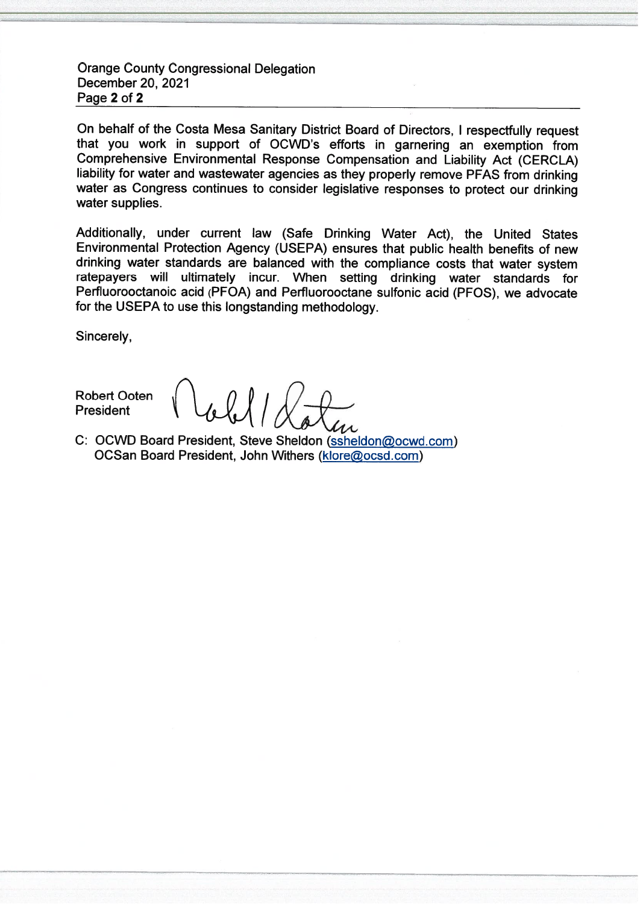On behalf of the Costa Mesa Sanitary District Board of Directors, I respectfully request that you work in support of OCWD's efforts in garnering an exemption from Comprehensive Environmental Response Compensation and Liability Act (CERCLA) liability for water and wastewater agencies as they properly remove PFAS from drinking water as Congress continues to consider legislative responses to protect our drinking water supplies.

Additionally, under current law (Safe Drinking Water Act), the United States Environmental Protection Agency (USEPA) ensures that public health benefits of new drinking water standards are balanced with the compliance costs that water system ratepayers will ultimately incur. When setting drinking water standards for Perfluorooctanoic acid (PFOA) and Perfluorooctane sulfonic acid (PFOS), we advocate for the USEPA to use this longstanding methodology.

Sincerely,

Robert Ooten
President

C: OCWD Board President, Steve Sheldon (ssheldon@ocwd.com)
OCSan Board President, John Withers (klore@ocsd.com)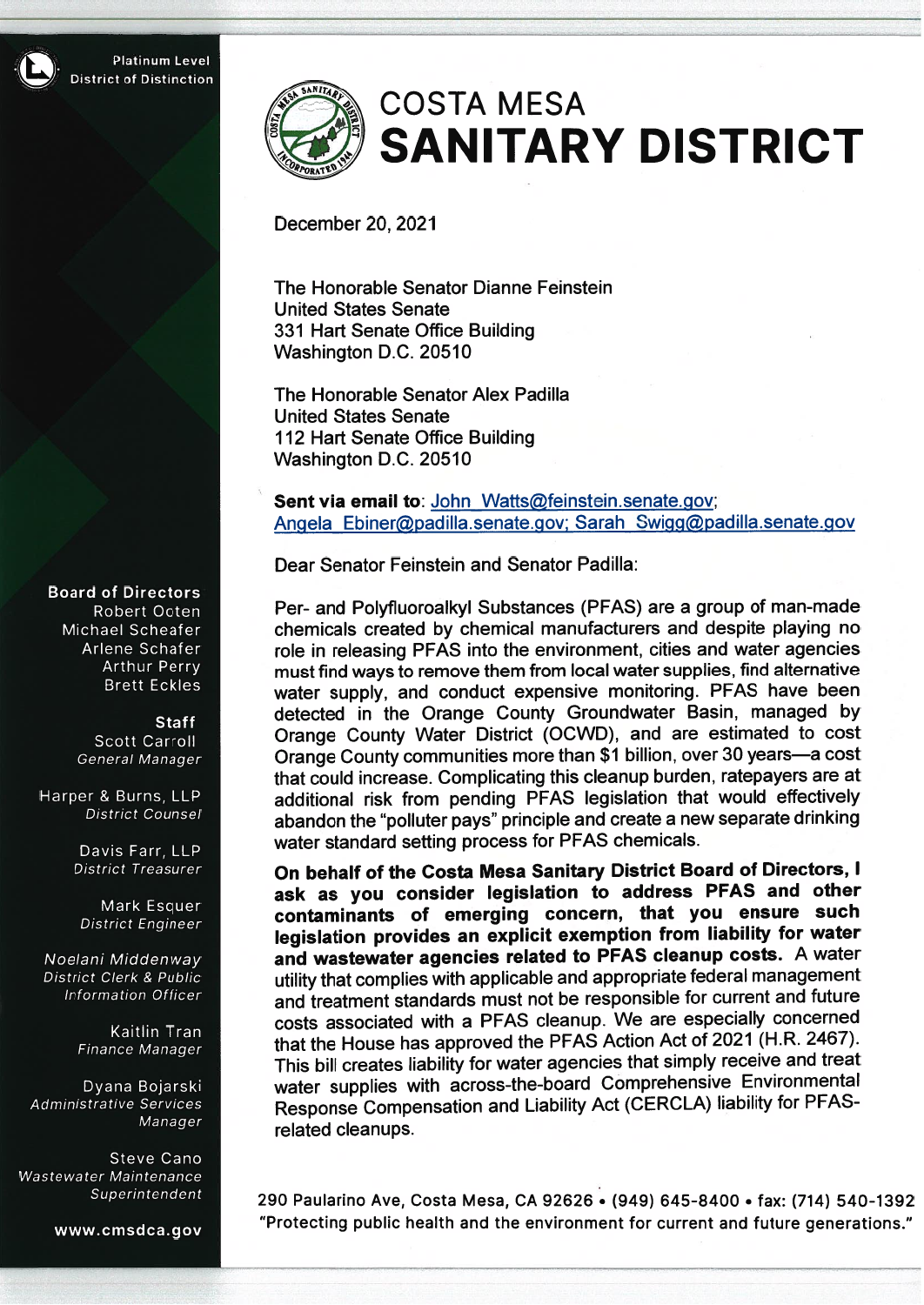Platinum Level
District of Distinction

# COSTA MESA SANITARY DISTRICT

December 20, 2021

The Honorable Senator Dianne Feinstein
United States Senate
331 Hart Senate Office Building
Washington D.C. 20510

The Honorable Senator Alex Padilla
United States Senate
112 Hart Senate Office Building
Washington D.C. 20510

**Sent via email to**: John_Watts@feinstein.senate.gov; Angela_Ebiner@padilla.senate.gov; Sarah_Swigg@padilla.senate.gov

Dear Senator Feinstein and Senator Padilla:

Per- and Polyfluoroalkyl Substances (PFAS) are a group of man-made chemicals created by chemical manufacturers and despite playing no role in releasing PFAS into the environment, cities and water agencies must find ways to remove them from local water supplies, find alternative water supply, and conduct expensive monitoring. PFAS have been detected in the Orange County Groundwater Basin, managed by Orange County Water District (OCWD), and are estimated to cost Orange County communities more than $1 billion, over 30 years—a cost that could increase. Complicating this cleanup burden, ratepayers are at additional risk from pending PFAS legislation that would effectively abandon the "polluter pays" principle and create a new separate drinking water standard setting process for PFAS chemicals.

**On behalf of the Costa Mesa Sanitary District Board of Directors, I ask as you consider legislation to address PFAS and other contaminants of emerging concern, that you ensure such legislation provides an explicit exemption from liability for water and wastewater agencies related to PFAS cleanup costs.** A water utility that complies with applicable and appropriate federal management and treatment standards must not be responsible for current and future costs associated with a PFAS cleanup. We are especially concerned that the House has approved the PFAS Action Act of 2021 (H.R. 2467). This bill creates liability for water agencies that simply receive and treat water supplies with across-the-board Comprehensive Environmental Response Compensation and Liability Act (CERCLA) liability for PFAS-related cleanups.

**Board of Directors**
Robert Ooten
Michael Scheafer
Arlene Schafer
Arthur Perry
Brett Eckles

**Staff**
Scott Carroll
*General Manager*

Harper & Burns, LLP
*District Counsel*

Davis Farr, LLP
*District Treasurer*

Mark Esquer
*District Engineer*

Noelani Middenway
*District Clerk & Public Information Officer*

Kaitlin Tran
*Finance Manager*

Dyana Bojarski
*Administrative Services Manager*

Steve Cano
*Wastewater Maintenance Superintendent*

www.cmsdca.gov

290 Paularino Ave, Costa Mesa, CA 92626 • (949) 645-8400 • fax: (714) 540-1392
"Protecting public health and the environment for current and future generations."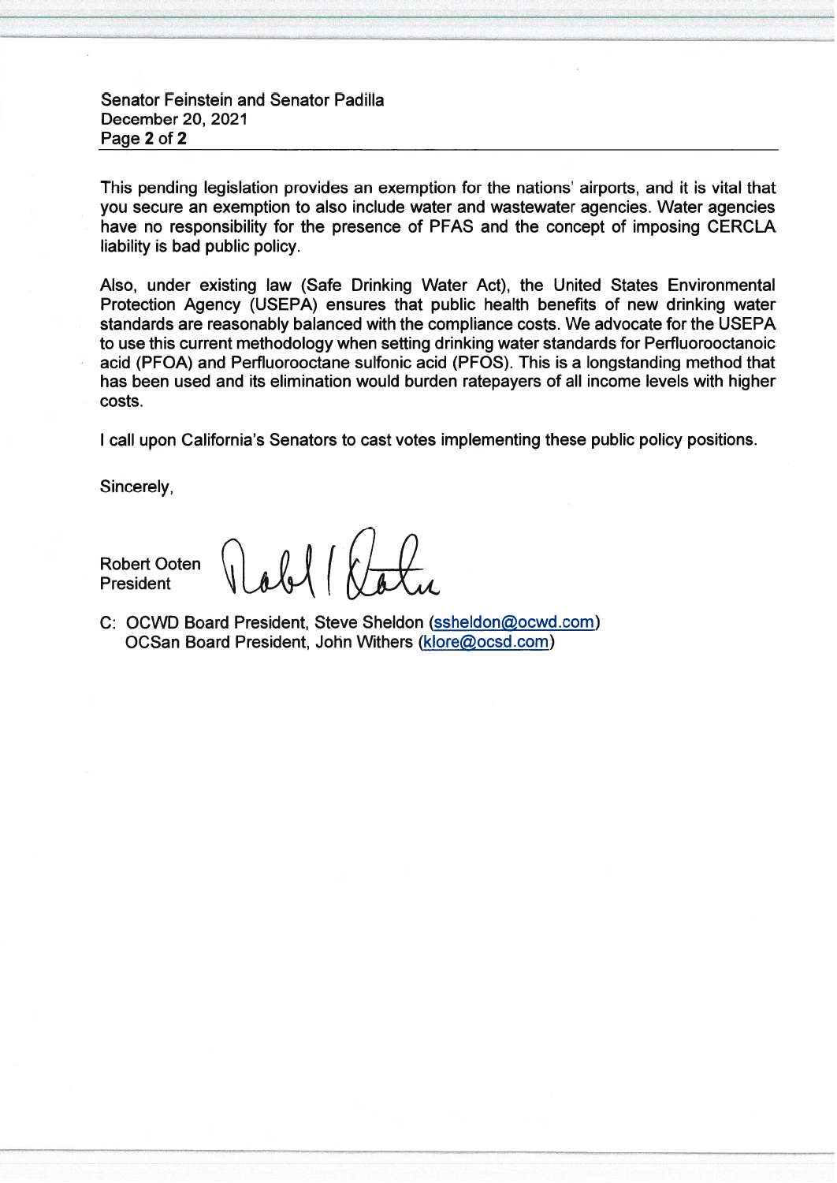This pending legislation provides an exemption for the nations' airports, and it is vital that you secure an exemption to also include water and wastewater agencies. Water agencies have no responsibility for the presence of PFAS and the concept of imposing CERCLA liability is bad public policy.

Also, under existing law (Safe Drinking Water Act), the United States Environmental Protection Agency (USEPA) ensures that public health benefits of new drinking water standards are reasonably balanced with the compliance costs. We advocate for the USEPA to use this current methodology when setting drinking water standards for Perfluorooctanoic acid (PFOA) and Perfluorooctane sulfonic acid (PFOS). This is a longstanding method that has been used and its elimination would burden ratepayers of all income levels with higher costs.

I call upon California's Senators to cast votes implementing these public policy positions.

Sincerely,

Robert Ooten
President

C: OCWD Board President, Steve Sheldon (ssheldon@ocwd.com)
OCSan Board President, John Withers (klore@ocsd.com)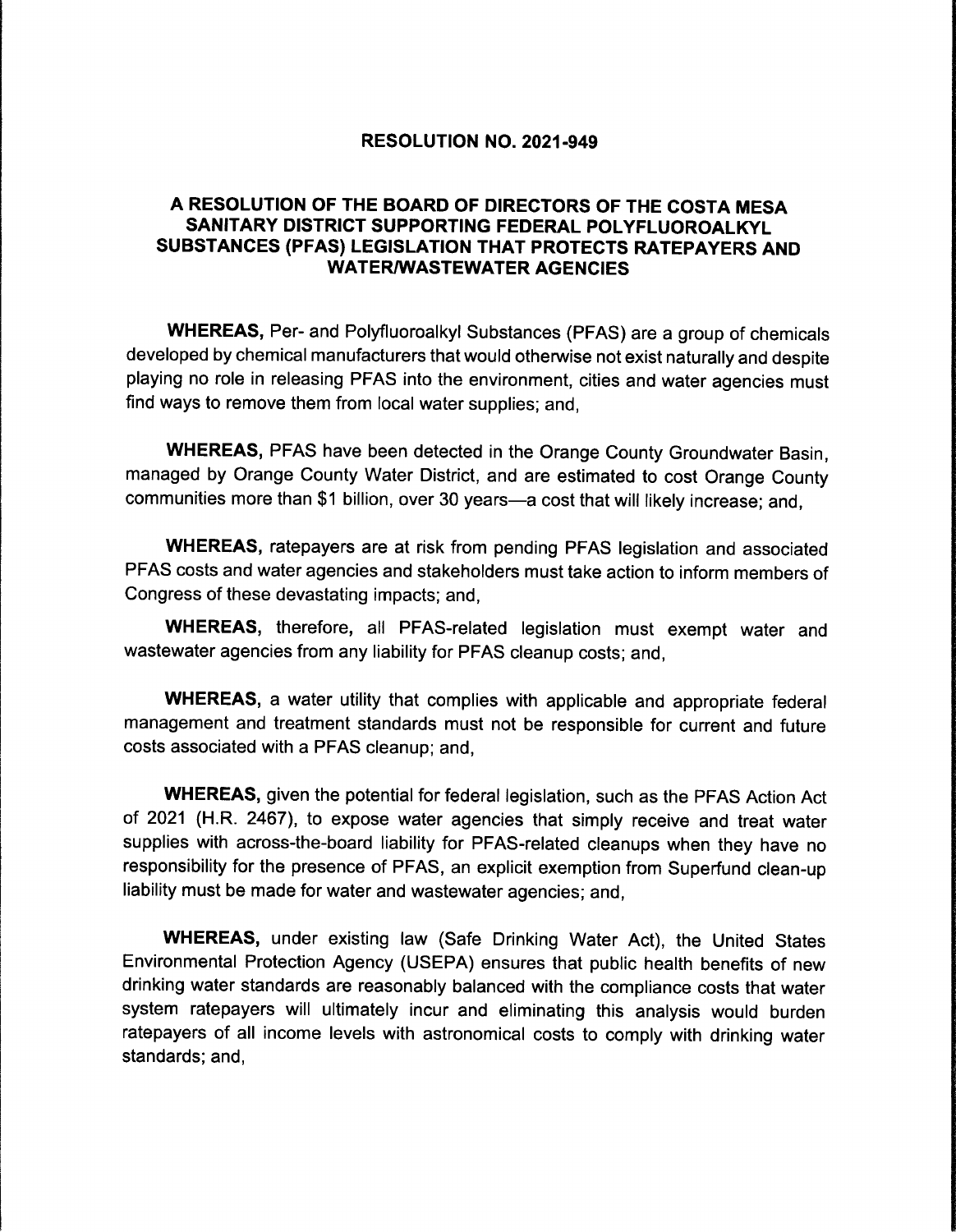**RESOLUTION NO. 2021-949**

**A RESOLUTION OF THE BOARD OF DIRECTORS OF THE COSTA MESA SANITARY DISTRICT SUPPORTING FEDERAL POLYFLUOROALKYL SUBSTANCES (PFAS) LEGISLATION THAT PROTECTS RATEPAYERS AND WATER/WASTEWATER AGENCIES**

**WHEREAS,** Per- and Polyfluoroalkyl Substances (PFAS) are a group of chemicals developed by chemical manufacturers that would otherwise not exist naturally and despite playing no role in releasing PFAS into the environment, cities and water agencies must find ways to remove them from local water supplies; and,

**WHEREAS,** PFAS have been detected in the Orange County Groundwater Basin, managed by Orange County Water District, and are estimated to cost Orange County communities more than $1 billion, over 30 years—a cost that will likely increase; and,

**WHEREAS,** ratepayers are at risk from pending PFAS legislation and associated PFAS costs and water agencies and stakeholders must take action to inform members of Congress of these devastating impacts; and,

**WHEREAS,** therefore, all PFAS-related legislation must exempt water and wastewater agencies from any liability for PFAS cleanup costs; and,

**WHEREAS,** a water utility that complies with applicable and appropriate federal management and treatment standards must not be responsible for current and future costs associated with a PFAS cleanup; and,

**WHEREAS,** given the potential for federal legislation, such as the PFAS Action Act of 2021 (H.R. 2467), to expose water agencies that simply receive and treat water supplies with across-the-board liability for PFAS-related cleanups when they have no responsibility for the presence of PFAS, an explicit exemption from Superfund clean-up liability must be made for water and wastewater agencies; and,

**WHEREAS,** under existing law (Safe Drinking Water Act), the United States Environmental Protection Agency (USEPA) ensures that public health benefits of new drinking water standards are reasonably balanced with the compliance costs that water system ratepayers will ultimately incur and eliminating this analysis would burden ratepayers of all income levels with astronomical costs to comply with drinking water standards; and,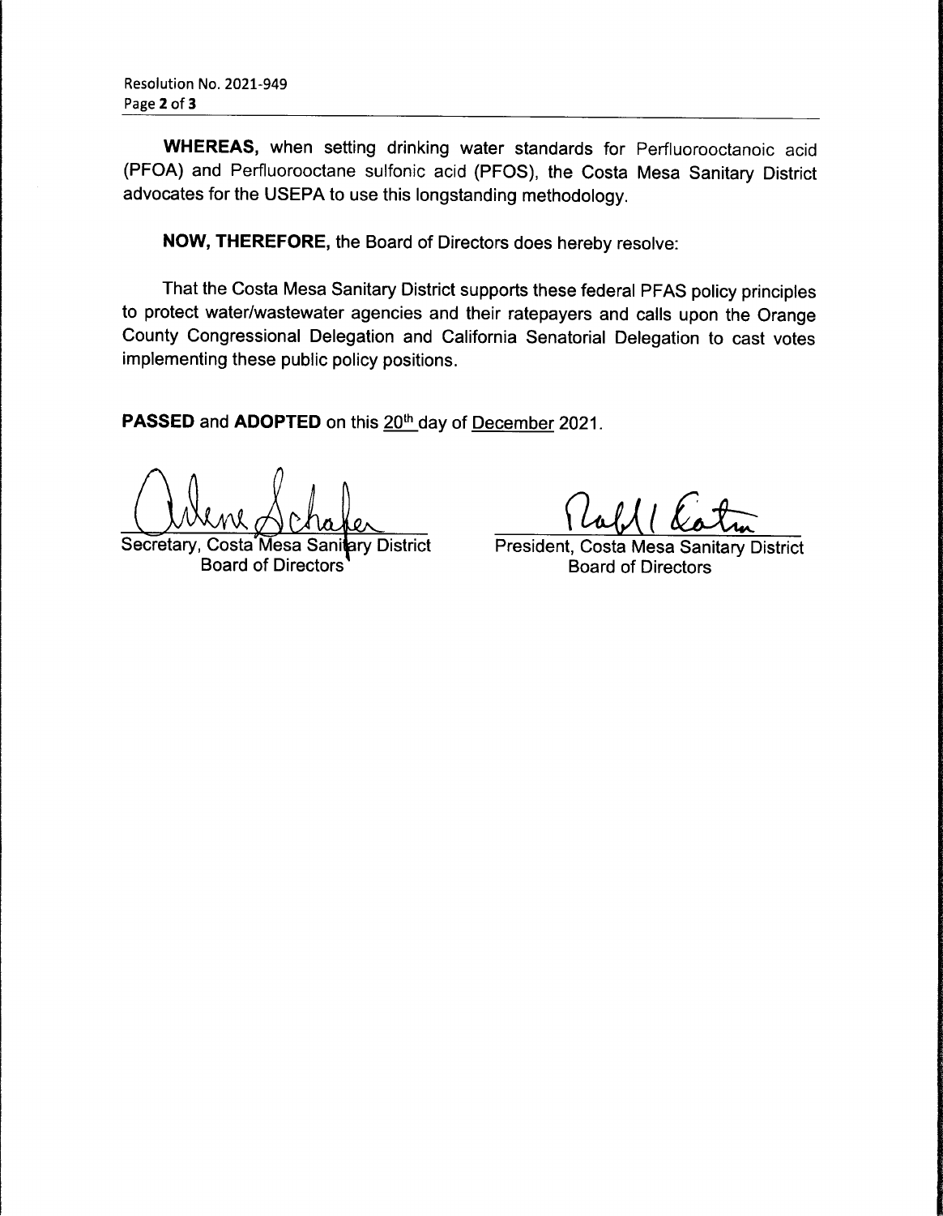**WHEREAS,** when setting drinking water standards for Perfluorooctanoic acid (PFOA) and Perfluorooctane sulfonic acid (PFOS), the Costa Mesa Sanitary District advocates for the USEPA to use this longstanding methodology.

**NOW, THEREFORE,** the Board of Directors does hereby resolve:

That the Costa Mesa Sanitary District supports these federal PFAS policy principles to protect water/wastewater agencies and their ratepayers and calls upon the Orange County Congressional Delegation and California Senatorial Delegation to cast votes implementing these public policy positions.

**PASSED** and **ADOPTED** on this 20th day of December 2021.

Arlene Schafer
Secretary, Costa Mesa Sanitary District
Board of Directors

Robert Ooten
President, Costa Mesa Sanitary District
Board of Directors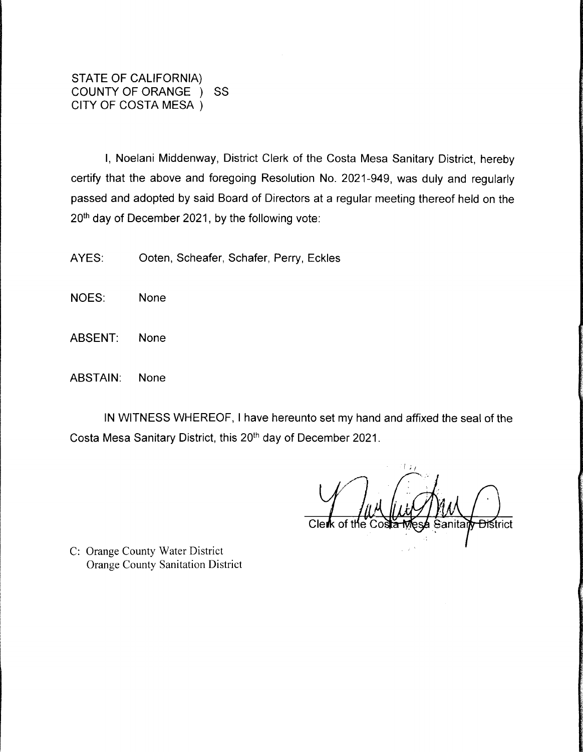STATE OF CALIFORNIA)
COUNTY OF ORANGE ) SS
CITY OF COSTA MESA )

I, Noelani Middenway, District Clerk of the Costa Mesa Sanitary District, hereby certify that the above and foregoing Resolution No. 2021-949, was duly and regularly passed and adopted by said Board of Directors at a regular meeting thereof held on the 20th day of December 2021, by the following vote:

AYES: Ooten, Scheafer, Schafer, Perry, Eckles

NOES: None

ABSENT: None

ABSTAIN: None

IN WITNESS WHEREOF, I have hereunto set my hand and affixed the seal of the Costa Mesa Sanitary District, this 20th day of December 2021.

Clerk of the Costa Mesa Sanitary District

C: Orange County Water District
Orange County Sanitation District